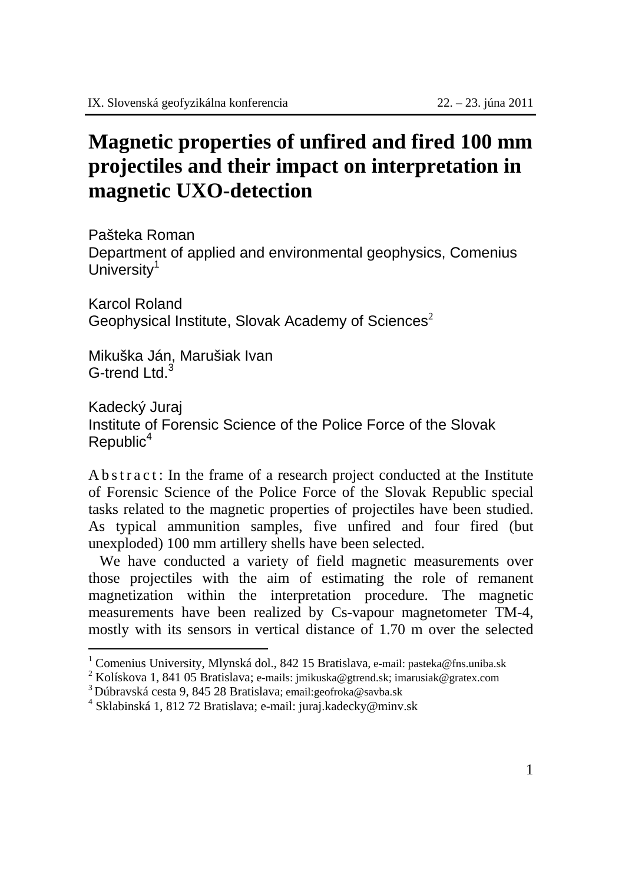# Magnetic properties of unfired and fired 100 mm projectiles and their impact on interpretation in magnetic UXO-detection

Pašteka Roman
Department of applied and environmental geophysics, Comenius University[1]

Karcol Roland
Geophysical Institute, Slovak Academy of Sciences[2]

Mikuška Ján, Marušiak Ivan
G-trend Ltd.[3]

Kadecký Juraj
Institute of Forensic Science of the Police Force of the Slovak Republic[4]

A b s t r a c t : In the frame of a research project conducted at the Institute of Forensic Science of the Police Force of the Slovak Republic special tasks related to the magnetic properties of projectiles have been studied. As typical ammunition samples, five unfired and four fired (but unexploded) 100 mm artillery shells have been selected.

We have conducted a variety of field magnetic measurements over those projectiles with the aim of estimating the role of remanent magnetization within the interpretation procedure. The magnetic measurements have been realized by Cs-vapour magnetometer TM-4, mostly with its sensors in vertical distance of 1.70 m over the selected

---

[1] Comenius University, Mlynská dol., 842 15 Bratislava, e-mail: pasteka@fns.uniba.sk

[2] Kolískova 1, 841 05 Bratislava; e-mails: jmikuska@gtrend.sk; imarusiak@gratex.com

[3] Dúbravská cesta 9, 845 28 Bratislava; email:geofroka@savba.sk

[4] Sklabinská 1, 812 72 Bratislava; e-mail: juraj.kadecky@minv.sk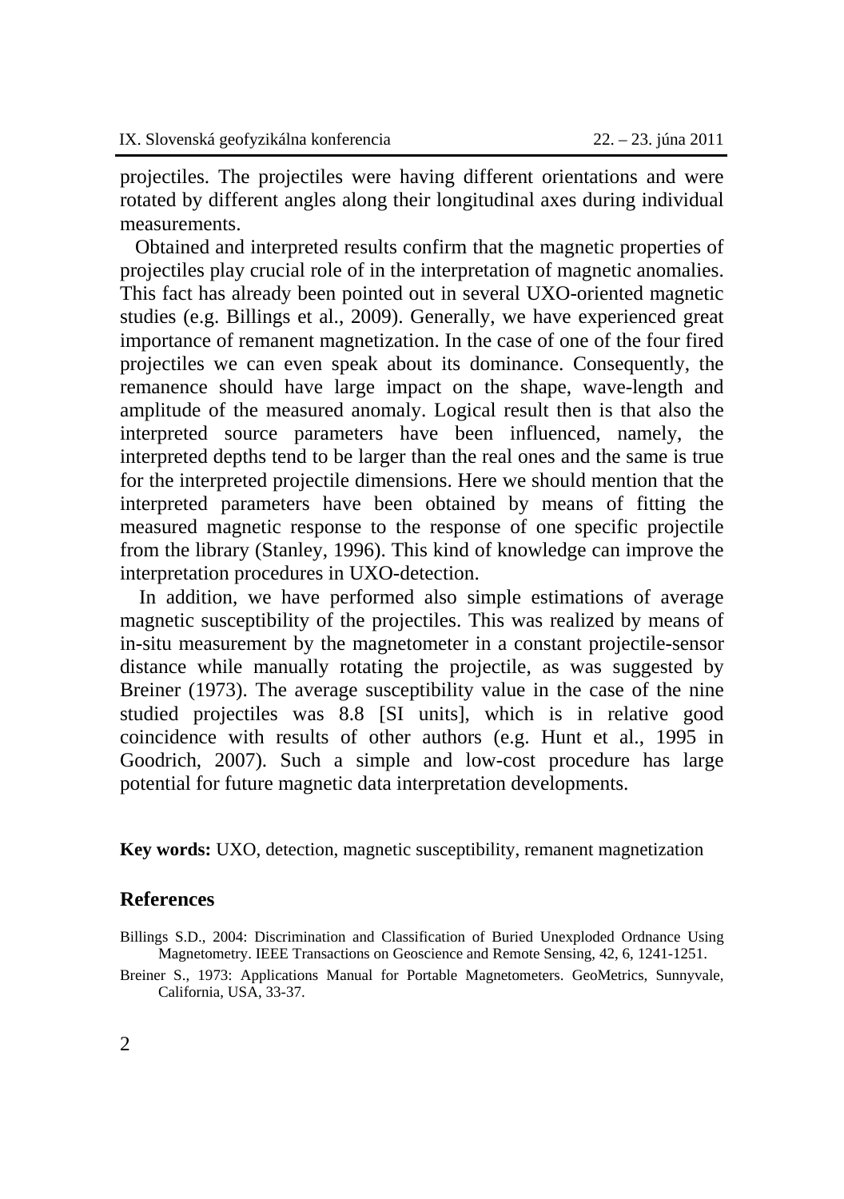projectiles. The projectiles were having different orientations and were rotated by different angles along their longitudinal axes during individual measurements.

Obtained and interpreted results confirm that the magnetic properties of projectiles play crucial role of in the interpretation of magnetic anomalies. This fact has already been pointed out in several UXO-oriented magnetic studies (e.g. Billings et al., 2009). Generally, we have experienced great importance of remanent magnetization. In the case of one of the four fired projectiles we can even speak about its dominance. Consequently, the remanence should have large impact on the shape, wave-length and amplitude of the measured anomaly. Logical result then is that also the interpreted source parameters have been influenced, namely, the interpreted depths tend to be larger than the real ones and the same is true for the interpreted projectile dimensions. Here we should mention that the interpreted parameters have been obtained by means of fitting the measured magnetic response to the response of one specific projectile from the library (Stanley, 1996). This kind of knowledge can improve the interpretation procedures in UXO-detection.

In addition, we have performed also simple estimations of average magnetic susceptibility of the projectiles. This was realized by means of in-situ measurement by the magnetometer in a constant projectile-sensor distance while manually rotating the projectile, as was suggested by Breiner (1973). The average susceptibility value in the case of the nine studied projectiles was 8.8 [SI units], which is in relative good coincidence with results of other authors (e.g. Hunt et al., 1995 in Goodrich, 2007). Such a simple and low-cost procedure has large potential for future magnetic data interpretation developments.

**Key words:** UXO, detection, magnetic susceptibility, remanent magnetization

## References

Billings S.D., 2004: Discrimination and Classification of Buried Unexploded Ordnance Using Magnetometry. IEEE Transactions on Geoscience and Remote Sensing, 42, 6, 1241-1251.

Breiner S., 1973: Applications Manual for Portable Magnetometers. GeoMetrics, Sunnyvale, California, USA, 33-37.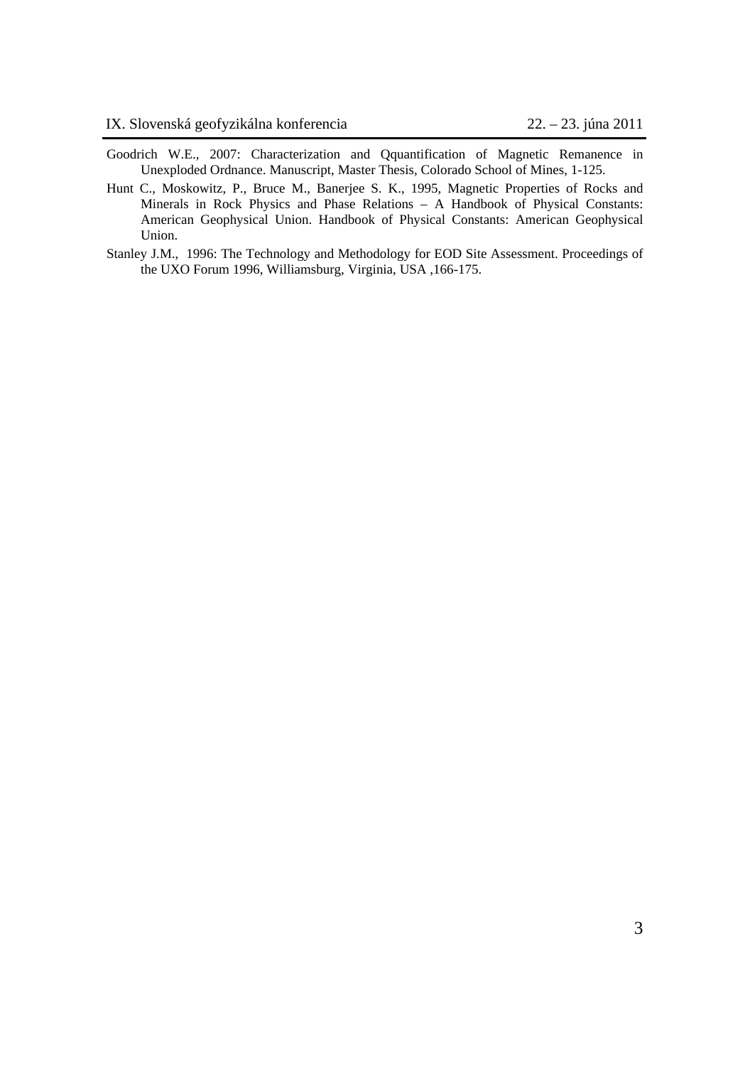Goodrich W.E., 2007: Characterization and Qquantification of Magnetic Remanence in Unexploded Ordnance. Manuscript, Master Thesis, Colorado School of Mines, 1-125.

Hunt C., Moskowitz, P., Bruce M., Banerjee S. K., 1995, Magnetic Properties of Rocks and Minerals in Rock Physics and Phase Relations – A Handbook of Physical Constants: American Geophysical Union. Handbook of Physical Constants: American Geophysical Union.

Stanley J.M., 1996: The Technology and Methodology for EOD Site Assessment. Proceedings of the UXO Forum 1996, Williamsburg, Virginia, USA ,166-175.